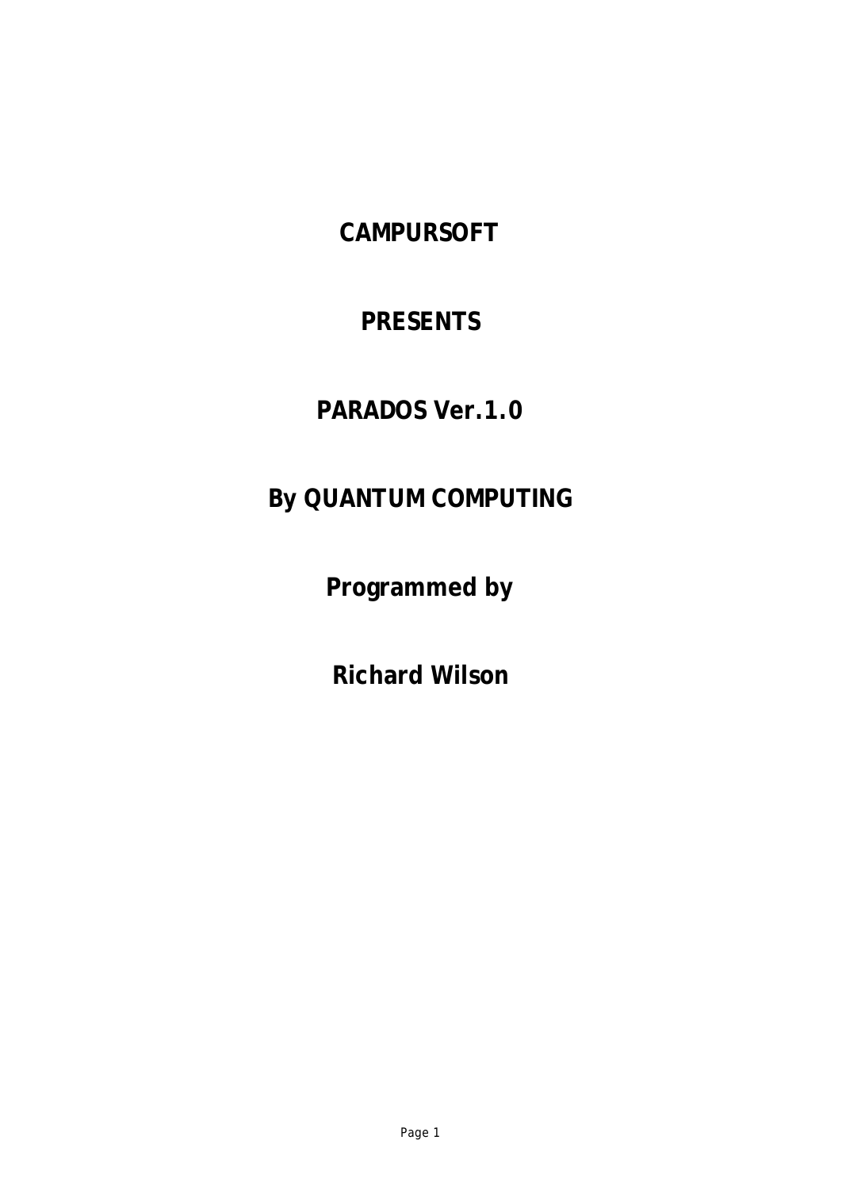**CAMPURSOFT**

**PRESENTS**

**PARADOS Ver.1.0**

**By QUANTUM COMPUTING**

**Programmed by**

**Richard Wilson**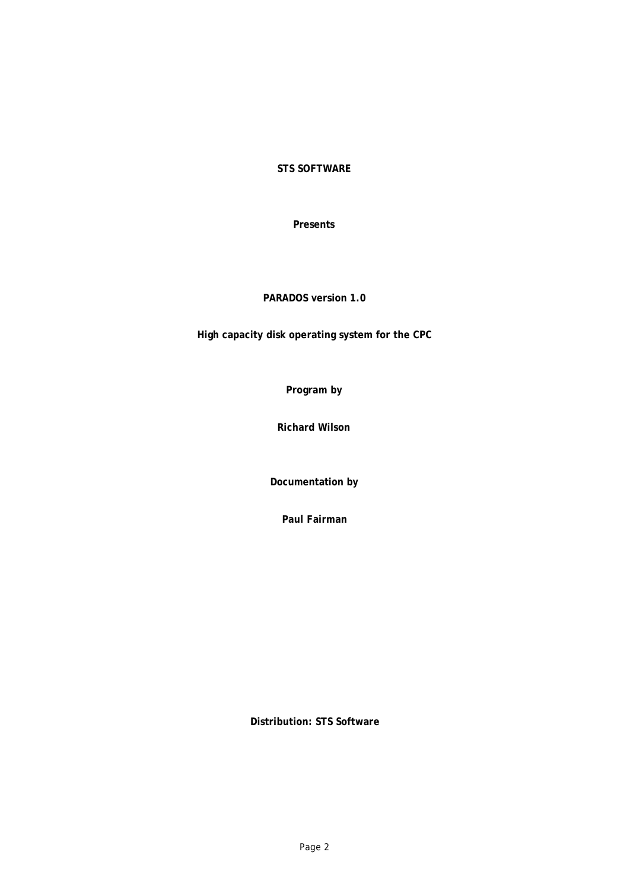**STS SOFTWARE**

**Presents**

**PARADOS version 1.0**

**High capacity disk operating system for the CPC**

**Program by**

**Richard Wilson**

**Documentation by**

**Paul Fairman**

**Distribution: STS Software**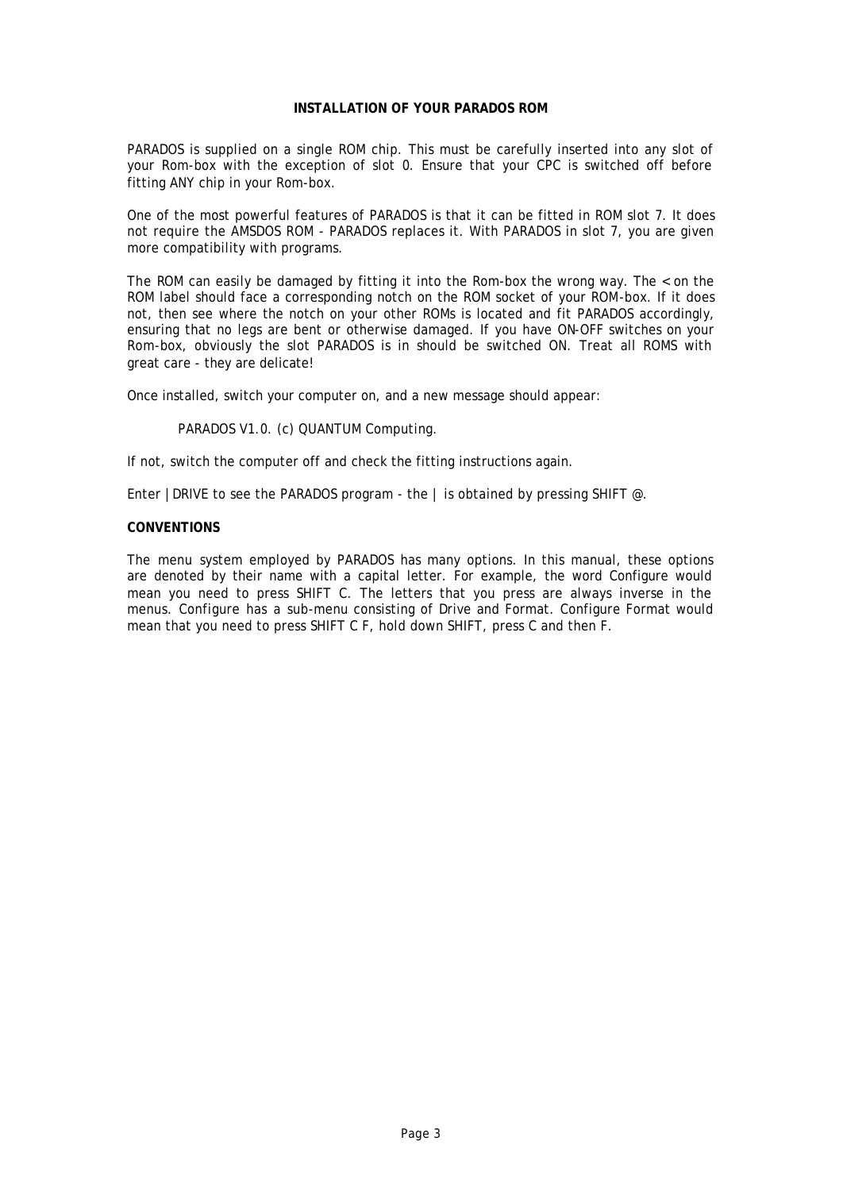## INSTALLATION OF YOUR PARADOS ROM

PARADOS is supplied on a single ROM chip. This must be carefully inserted into any slot of your Rom-box with the exception of slot 0. Ensure that your CPC is switched off before fitting ANY chip in your Rom-box.

One of the most powerful features of PARADOS is that it can be fitted in ROM slot 7. It does not require the AMSDOS ROM - PARADOS replaces it. With PARADOS in slot 7, you are given more compatibility with programs.

The ROM can easily be damaged by fitting it into the Rom-box the wrong way. The < on the ROM label should face a corresponding notch on the ROM socket of your ROM-box. If it does not, then see where the notch on your other ROMs is located and fit PARADOS accordingly, ensuring that no legs are bent or otherwise damaged. If you have ON-OFF switches on your Rom-box, obviously the slot PARADOS is in should be switched ON. Treat all ROMS with great care - they are delicate!

Once installed, switch your computer on, and a new message should appear:

PARADOS V1.0. (c) QUANTUM Computing.

If not, switch the computer off and check the fitting instructions again.

Enter |DRIVE to see the PARADOS program - the | is obtained by pressing SHIFT @.

## CONVENTIONS

The menu system employed by PARADOS has many options. In this manual, these options are denoted by their name with a capital letter. For example, the word Configure would mean you need to press SHIFT C. The letters that you press are always inverse in the menus. Configure has a sub-menu consisting of Drive and Format. Configure Format would mean that you need to press SHIFT C F, hold down SHIFT, press C and then F.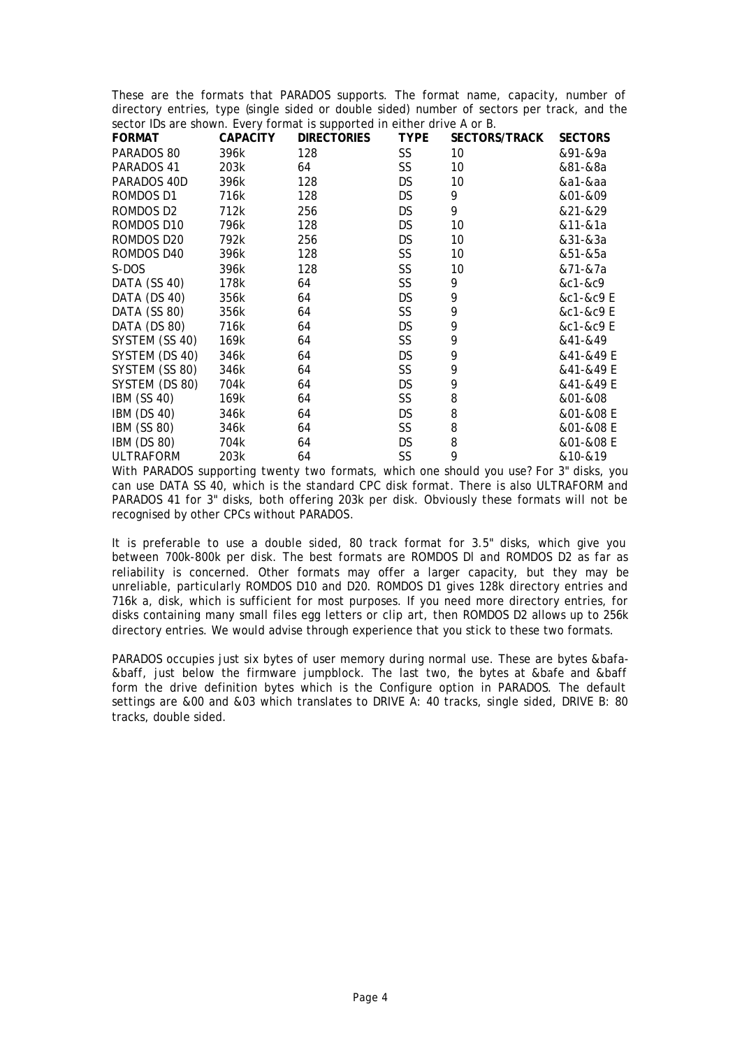These are the formats that PARADOS supports. The format name, capacity, number of directory entries, type (single sided or double sided) number of sectors per track, and the sector IDs are shown. Every format is supported in either drive A or B.

| FORMAT | CAPACITY | DIRECTORIES | TYPE | SECTORS/TRACK | SECTORS |
|---|---|---|---|---|---|
| PARADOS 80 | 396k | 128 | SS | 10 | &91-&9a |
| PARADOS 41 | 203k | 64 | SS | 10 | &81-&8a |
| PARADOS 40D | 396k | 128 | DS | 10 | &a1-&aa |
| ROMDOS D1 | 716k | 128 | DS | 9 | &01-&09 |
| ROMDOS D2 | 712k | 256 | DS | 9 | &21-&29 |
| ROMDOS D10 | 796k | 128 | DS | 10 | &11-&1a |
| ROMDOS D20 | 792k | 256 | DS | 10 | &31-&3a |
| ROMDOS D40 | 396k | 128 | SS | 10 | &51-&5a |
| S-DOS | 396k | 128 | SS | 10 | &71-&7a |
| DATA (SS 40) | 178k | 64 | SS | 9 | &c1-&c9 |
| DATA (DS 40) | 356k | 64 | DS | 9 | &c1-&c9 E |
| DATA (SS 80) | 356k | 64 | SS | 9 | &c1-&c9 E |
| DATA (DS 80) | 716k | 64 | DS | 9 | &c1-&c9 E |
| SYSTEM (SS 40) | 169k | 64 | SS | 9 | &41-&49 |
| SYSTEM (DS 40) | 346k | 64 | DS | 9 | &41-&49 E |
| SYSTEM (SS 80) | 346k | 64 | SS | 9 | &41-&49 E |
| SYSTEM (DS 80) | 704k | 64 | DS | 9 | &41-&49 E |
| IBM (SS 40) | 169k | 64 | SS | 8 | &01-&08 |
| IBM (DS 40) | 346k | 64 | DS | 8 | &01-&08 E |
| IBM (SS 80) | 346k | 64 | SS | 8 | &01-&08 E |
| IBM (DS 80) | 704k | 64 | DS | 8 | &01-&08 E |
| ULTRAFORM | 203k | 64 | SS | 9 | &10-&19 |

With PARADOS supporting twenty two formats, which one should you use? For 3" disks, you can use DATA SS 40, which is the standard CPC disk format. There is also ULTRAFORM and PARADOS 41 for 3" disks, both offering 203k per disk. Obviously these formats will not be recognised by other CPCs without PARADOS.

It is preferable to use a double sided, 80 track format for 3.5" disks, which give you between 700k-800k per disk. The best formats are ROMDOS DI and ROMDOS D2 as far as reliability is concerned. Other formats may offer a larger capacity, but they may be unreliable, particularly ROMDOS D10 and D20. ROMDOS D1 gives 128k directory entries and 716k a, disk, which is sufficient for most purposes. If you need more directory entries, for disks containing many small files egg letters or clip art, then ROMDOS D2 allows up to 256k directory entries. We would advise through experience that you stick to these two formats.

PARADOS occupies just six bytes of user memory during normal use. These are bytes &bafa-&baff, just below the firmware jumpblock. The last two, the bytes at &bafe and &baff form the drive definition bytes which is the Configure option in PARADOS. The default settings are &00 and &03 which translates to DRIVE A: 40 tracks, single sided, DRIVE B: 80 tracks, double sided.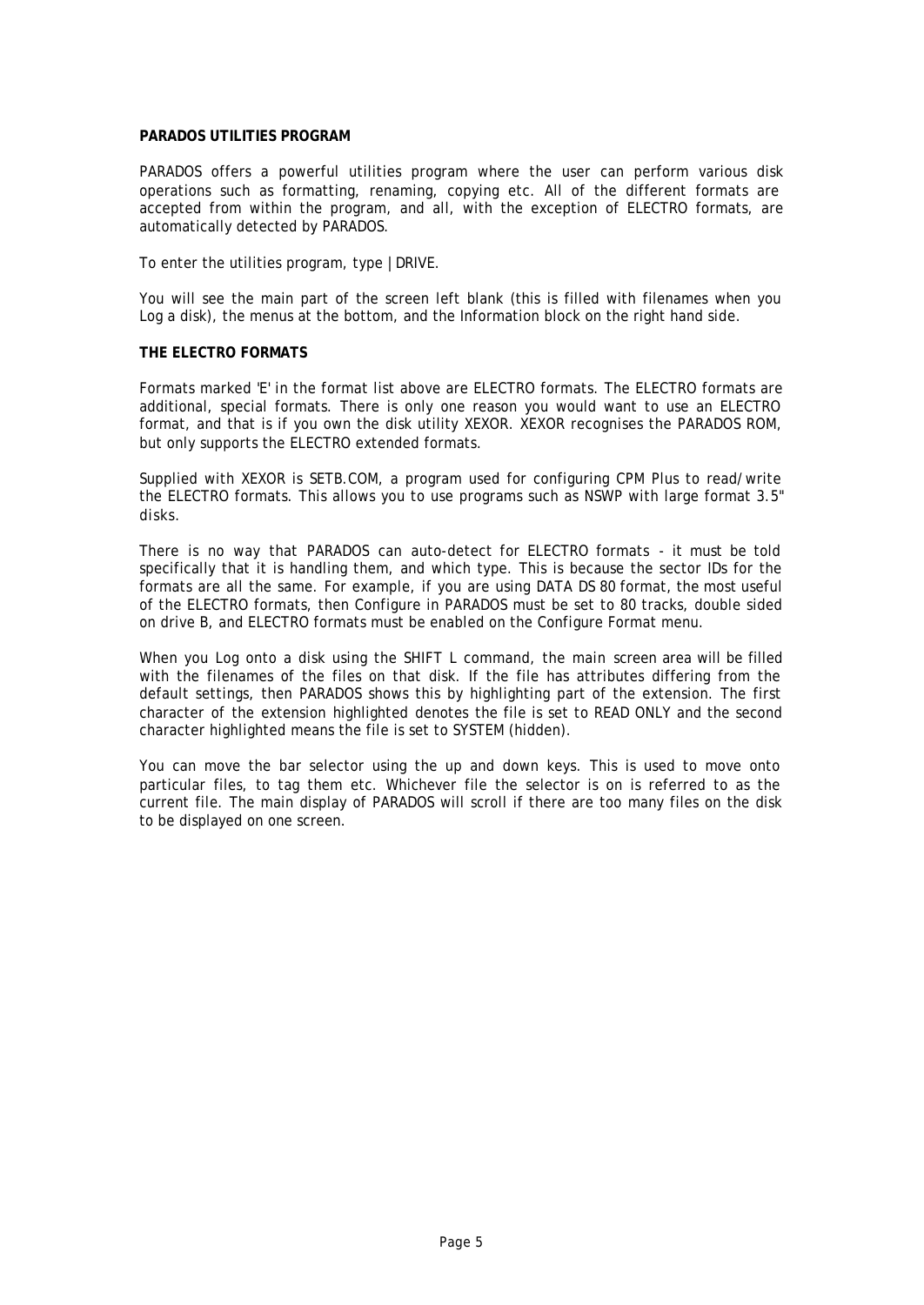**PARADOS UTILITIES PROGRAM**

PARADOS offers a powerful utilities program where the user can perform various disk operations such as formatting, renaming, copying etc. All of the different formats are accepted from within the program, and all, with the exception of ELECTRO formats, are automatically detected by PARADOS.

To enter the utilities program, type |DRIVE.

You will see the main part of the screen left blank (this is filled with filenames when you Log a disk), the menus at the bottom, and the Information block on the right hand side.

**THE ELECTRO FORMATS**

Formats marked 'E' in the format list above are ELECTRO formats. The ELECTRO formats are additional, special formats. There is only one reason you would want to use an ELECTRO format, and that is if you own the disk utility XEXOR. XEXOR recognises the PARADOS ROM, but only supports the ELECTRO extended formats.

Supplied with XEXOR is SETB.COM, a program used for configuring CPM Plus to read/write the ELECTRO formats. This allows you to use programs such as NSWP with large format 3.5" disks.

There is no way that PARADOS can auto-detect for ELECTRO formats - it must be told specifically that it is handling them, and which type. This is because the sector IDs for the formats are all the same. For example, if you are using DATA DS 80 format, the most useful of the ELECTRO formats, then Configure in PARADOS must be set to 80 tracks, double sided on drive B, and ELECTRO formats must be enabled on the Configure Format menu.

When you Log onto a disk using the SHIFT L command, the main screen area will be filled with the filenames of the files on that disk. If the file has attributes differing from the default settings, then PARADOS shows this by highlighting part of the extension. The first character of the extension highlighted denotes the file is set to READ ONLY and the second character highlighted means the file is set to SYSTEM (hidden).

You can move the bar selector using the up and down keys. This is used to move onto particular files, to tag them etc. Whichever file the selector is on is referred to as the current file. The main display of PARADOS will scroll if there are too many files on the disk to be displayed on one screen.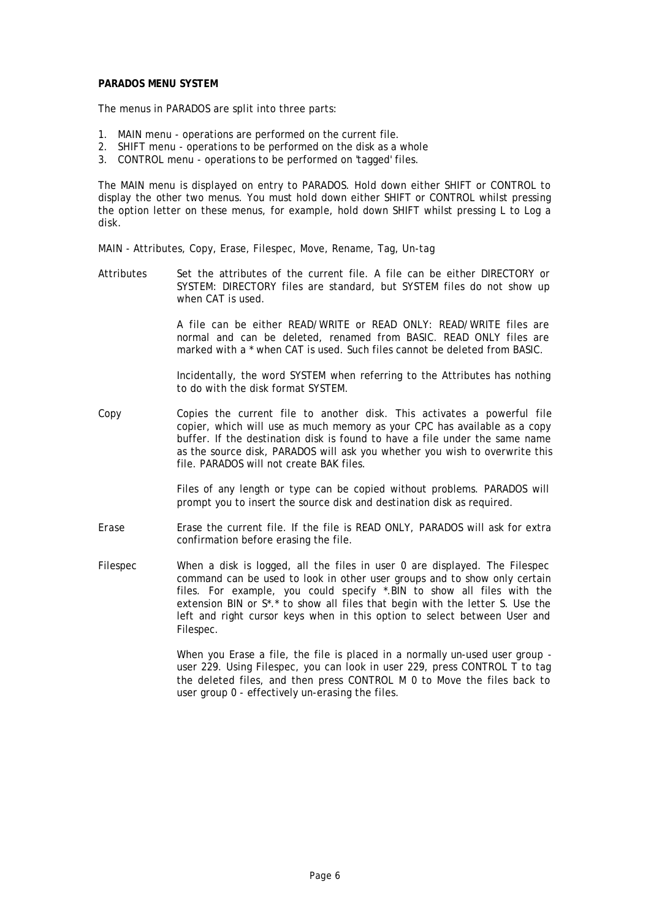**PARADOS MENU SYSTEM**

The menus in PARADOS are split into three parts:

1. MAIN menu - operations are performed on the current file.
2. SHIFT menu - operations to be performed on the disk as a whole
3. CONTROL menu - operations to be performed on 'tagged' files.

The MAIN menu is displayed on entry to PARADOS. Hold down either SHIFT or CONTROL to display the other two menus. You must hold down either SHIFT or CONTROL whilst pressing the option letter on these menus, for example, hold down SHIFT whilst pressing L to Log a disk.

MAIN - Attributes, Copy, Erase, Filespec, Move, Rename, Tag, Un-tag

Attributes — Set the attributes of the current file. A file can be either DIRECTORY or SYSTEM: DIRECTORY files are standard, but SYSTEM files do not show up when CAT is used.

A file can be either READ/WRITE or READ ONLY: READ/WRITE files are normal and can be deleted, renamed from BASIC. READ ONLY files are marked with a * when CAT is used. Such files cannot be deleted from BASIC.

Incidentally, the word SYSTEM when referring to the Attributes has nothing to do with the disk format SYSTEM.

Copy — Copies the current file to another disk. This activates a powerful file copier, which will use as much memory as your CPC has available as a copy buffer. If the destination disk is found to have a file under the same name as the source disk, PARADOS will ask you whether you wish to overwrite this file. PARADOS will not create BAK files.

Files of any length or type can be copied without problems. PARADOS will prompt you to insert the source disk and destination disk as required.

Erase — Erase the current file. If the file is READ ONLY, PARADOS will ask for extra confirmation before erasing the file.

Filespec — When a disk is logged, all the files in user 0 are displayed. The Filespec command can be used to look in other user groups and to show only certain files. For example, you could specify *.BIN to show all files with the extension BIN or S*.* to show all files that begin with the letter S. Use the left and right cursor keys when in this option to select between User and Filespec.

When you Erase a file, the file is placed in a normally un-used user group - user 229. Using Filespec, you can look in user 229, press CONTROL T to tag the deleted files, and then press CONTROL M 0 to Move the files back to user group 0 - effectively un-erasing the files.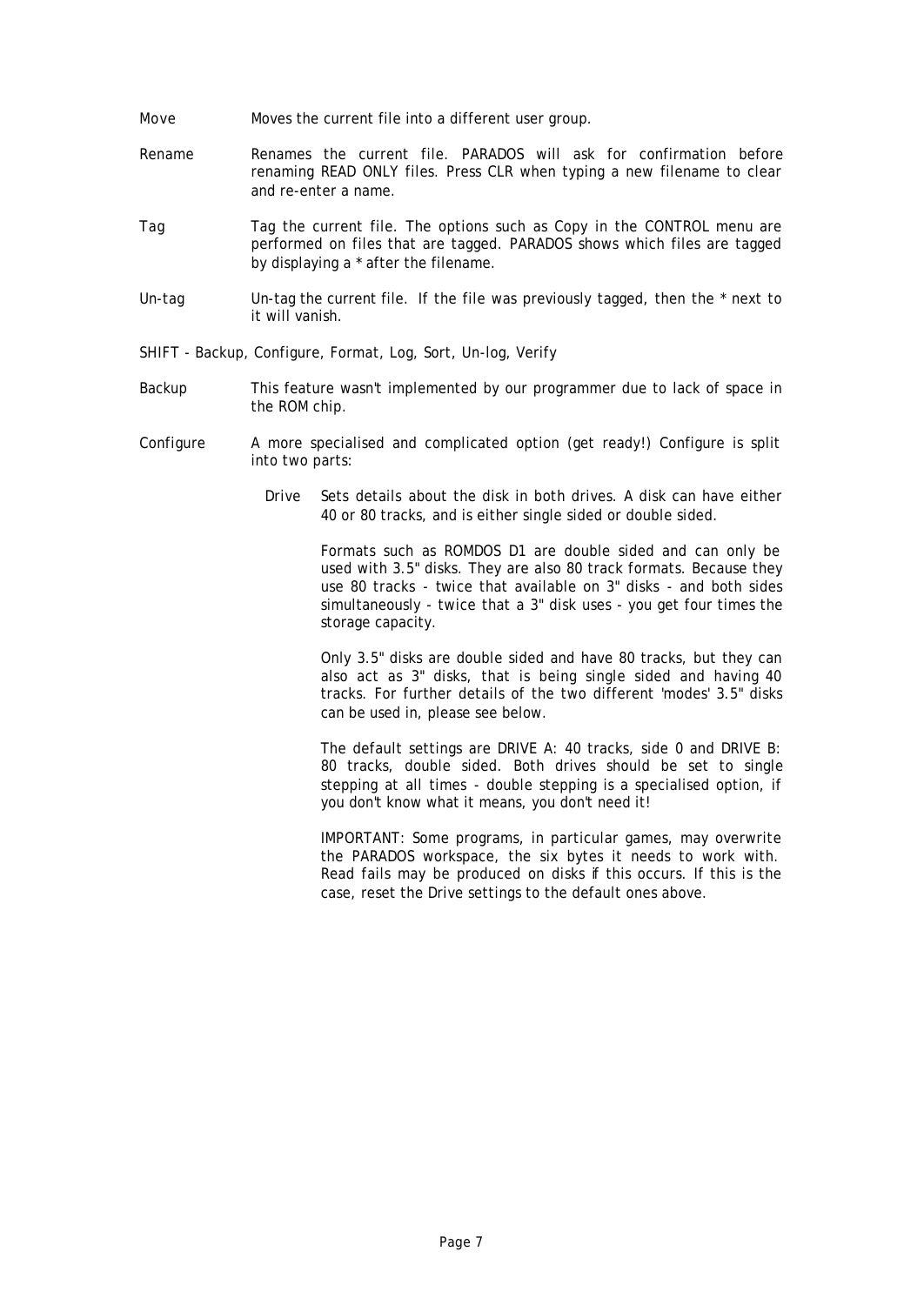Move Moves the current file into a different user group.

Rename Renames the current file. PARADOS will ask for confirmation before renaming READ ONLY files. Press CLR when typing a new filename to clear and re-enter a name.

Tag Tag the current file. The options such as Copy in the CONTROL menu are performed on files that are tagged. PARADOS shows which files are tagged by displaying a * after the filename.

Un-tag Un-tag the current file. If the file was previously tagged, then the * next to it will vanish.

SHIFT - Backup, Configure, Format, Log, Sort, Un-log, Verify

Backup This feature wasn't implemented by our programmer due to lack of space in the ROM chip.

Configure A more specialised and complicated option (get ready!) Configure is split into two parts:

Drive Sets details about the disk in both drives. A disk can have either 40 or 80 tracks, and is either single sided or double sided.

Formats such as ROMDOS D1 are double sided and can only be used with 3.5" disks. They are also 80 track formats. Because they use 80 tracks - twice that available on 3" disks - and both sides simultaneously - twice that a 3" disk uses - you get four times the storage capacity.

Only 3.5" disks are double sided and have 80 tracks, but they can also act as 3" disks, that is being single sided and having 40 tracks. For further details of the two different 'modes' 3.5" disks can be used in, please see below.

The default settings are DRIVE A: 40 tracks, side 0 and DRIVE B: 80 tracks, double sided. Both drives should be set to single stepping at all times - double stepping is a specialised option, if you don't know what it means, you don't need it!

IMPORTANT: Some programs, in particular games, may overwrite the PARADOS workspace, the six bytes it needs to work with. Read fails may be produced on disks if this occurs. If this is the case, reset the Drive settings to the default ones above.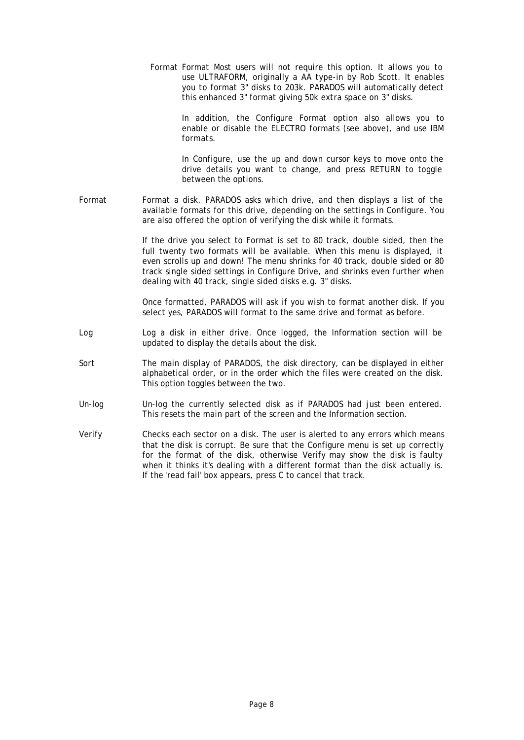Format Format Most users will not require this option. It allows you to use ULTRAFORM, originally a AA type-in by Rob Scott. It enables you to format 3" disks to 203k. PARADOS will automatically detect this enhanced 3" format giving 50k extra space on 3" disks.

In addition, the Configure Format option also allows you to enable or disable the ELECTRO formats (see above), and use IBM formats.

In Configure, use the up and down cursor keys to move onto the drive details you want to change, and press RETURN to toggle between the options.

Format — Format a disk. PARADOS asks which drive, and then displays a list of the available formats for this drive, depending on the settings in Configure. You are also offered the option of verifying the disk while it formats.

If the drive you select to Format is set to 80 track, double sided, then the full twenty two formats will be available. When this menu is displayed, it even scrolls up and down! The menu shrinks for 40 track, double sided or 80 track single sided settings in Configure Drive, and shrinks even further when dealing with 40 track, single sided disks e.g. 3" disks.

Once formatted, PARADOS will ask if you wish to format another disk. If you select yes, PARADOS will format to the same drive and format as before.

Log — Log a disk in either drive. Once logged, the Information section will be updated to display the details about the disk.

Sort — The main display of PARADOS, the disk directory, can be displayed in either alphabetical order, or in the order which the files were created on the disk. This option toggles between the two.

Un-log — Un-log the currently selected disk as if PARADOS had just been entered. This resets the main part of the screen and the Information section.

Verify — Checks each sector on a disk. The user is alerted to any errors which means that the disk is corrupt. Be sure that the Configure menu is set up correctly for the format of the disk, otherwise Verify may show the disk is faulty when it thinks it's dealing with a different format than the disk actually is. If the 'read fail' box appears, press C to cancel that track.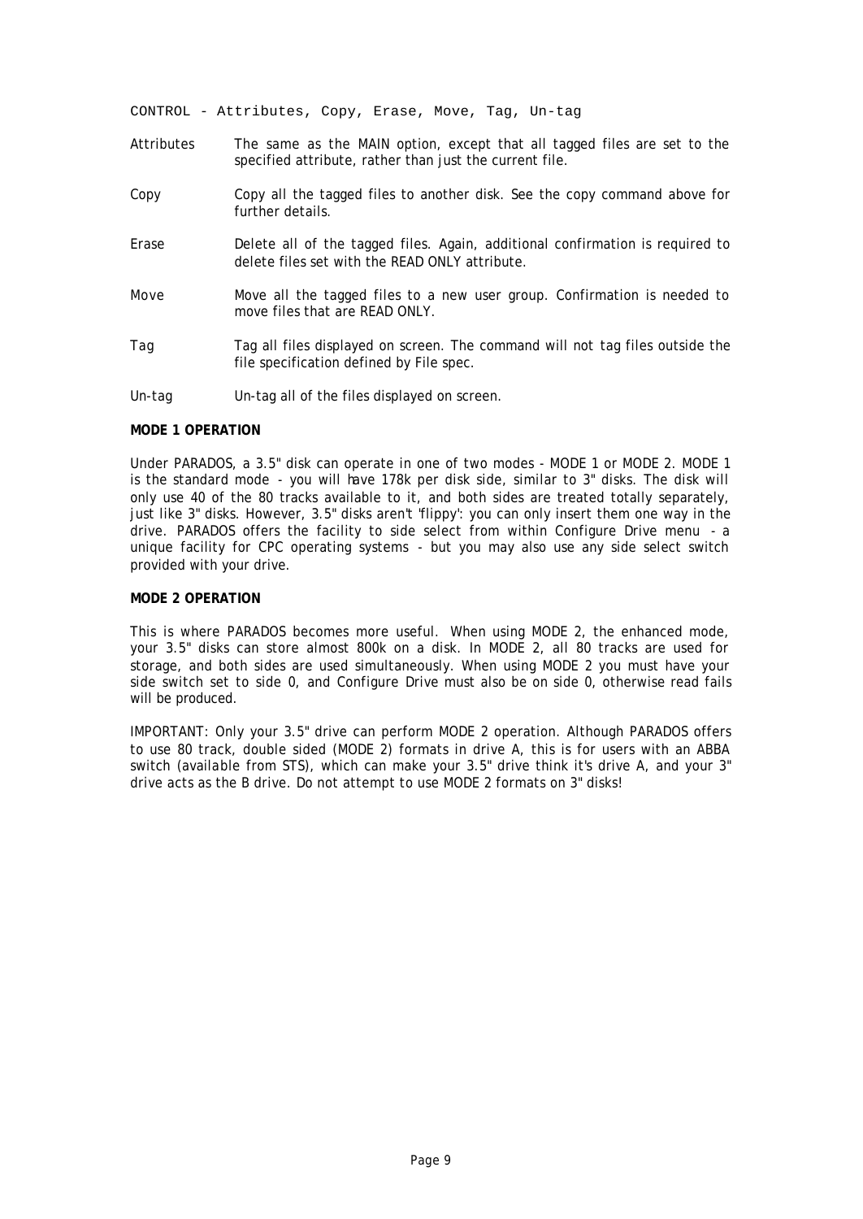CONTROL - Attributes, Copy, Erase, Move, Tag, Un-tag

| | |
|---|---|
| Attributes | The same as the MAIN option, except that all tagged files are set to the specified attribute, rather than just the current file. |
| Copy | Copy all the tagged files to another disk. See the copy command above for further details. |
| Erase | Delete all of the tagged files. Again, additional confirmation is required to delete files set with the READ ONLY attribute. |
| Move | Move all the tagged files to a new user group. Confirmation is needed to move files that are READ ONLY. |
| Tag | Tag all files displayed on screen. The command will not tag files outside the file specification defined by File spec. |
| Un-tag | Un-tag all of the files displayed on screen. |

**MODE 1 OPERATION**

Under PARADOS, a 3.5" disk can operate in one of two modes - MODE 1 or MODE 2. MODE 1 is the standard mode - you will have 178k per disk side, similar to 3" disks. The disk will only use 40 of the 80 tracks available to it, and both sides are treated totally separately, just like 3" disks. However, 3.5" disks aren't 'flippy': you can only insert them one way in the drive. PARADOS offers the facility to side select from within Configure Drive menu - a unique facility for CPC operating systems - but you may also use any side select switch provided with your drive.

**MODE 2 OPERATION**

This is where PARADOS becomes more useful. When using MODE 2, the enhanced mode, your 3.5" disks can store almost 800k on a disk. In MODE 2, all 80 tracks are used for storage, and both sides are used simultaneously. When using MODE 2 you must have your side switch set to side 0, and Configure Drive must also be on side 0, otherwise read fails will be produced.

IMPORTANT: Only your 3.5" drive can perform MODE 2 operation. Although PARADOS offers to use 80 track, double sided (MODE 2) formats in drive A, this is for users with an ABBA switch (available from STS), which can make your 3.5" drive think it's drive A, and your 3" drive acts as the B drive. Do not attempt to use MODE 2 formats on 3" disks!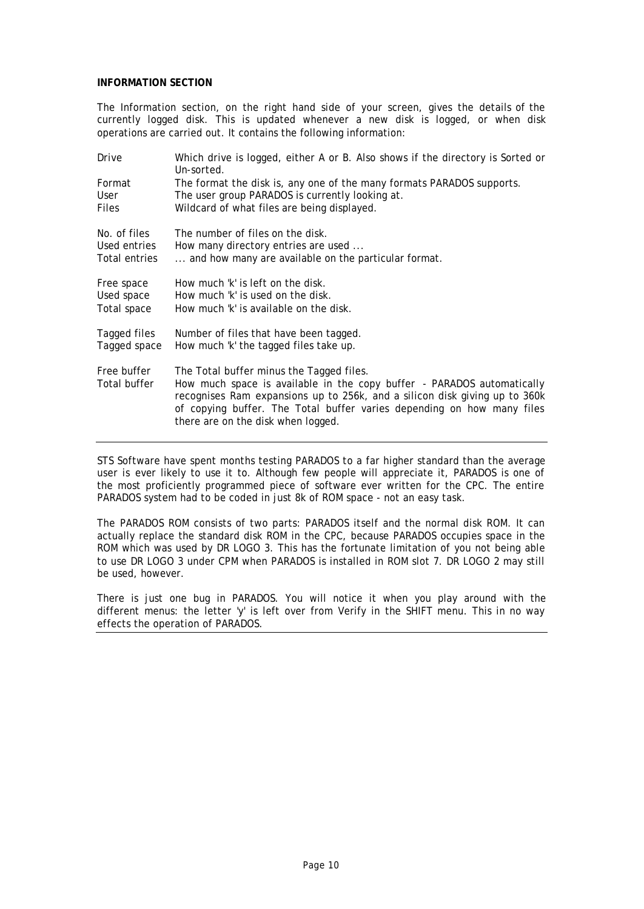**INFORMATION SECTION**

The Information section, on the right hand side of your screen, gives the details of the currently logged disk. This is updated whenever a new disk is logged, or when disk operations are carried out. It contains the following information:

| | |
|---|---|
| Drive | Which drive is logged, either A or B. Also shows if the directory is Sorted or Un-sorted. |
| Format | The format the disk is, any one of the many formats PARADOS supports. |
| User | The user group PARADOS is currently looking at. |
| Files | Wildcard of what files are being displayed. |
| No. of files | The number of files on the disk. |
| Used entries | How many directory entries are used ... |
| Total entries | ... and how many are available on the particular format. |
| Free space | How much 'k' is left on the disk. |
| Used space | How much 'k' is used on the disk. |
| Total space | How much 'k' is available on the disk. |
| Tagged files | Number of files that have been tagged. |
| Tagged space | How much 'k' the tagged files take up. |
| Free buffer | The Total buffer minus the Tagged files. |
| Total buffer | How much space is available in the copy buffer - PARADOS automatically recognises Ram expansions up to 256k, and a silicon disk giving up to 360k of copying buffer. The Total buffer varies depending on how many files there are on the disk when logged. |

---

STS Software have spent months testing PARADOS to a far higher standard than the average user is ever likely to use it to. Although few people will appreciate it, PARADOS is one of the most proficiently programmed piece of software ever written for the CPC. The entire PARADOS system had to be coded in just 8k of ROM space - not an easy task.

The PARADOS ROM consists of two parts: PARADOS itself and the normal disk ROM. It can actually replace the standard disk ROM in the CPC, because PARADOS occupies space in the ROM which was used by DR LOGO 3. This has the fortunate limitation of you not being able to use DR LOGO 3 under CPM when PARADOS is installed in ROM slot 7. DR LOGO 2 may still be used, however.

There is just one bug in PARADOS. You will notice it when you play around with the different menus: the letter 'y' is left over from Verify in the SHIFT menu. This in no way effects the operation of PARADOS.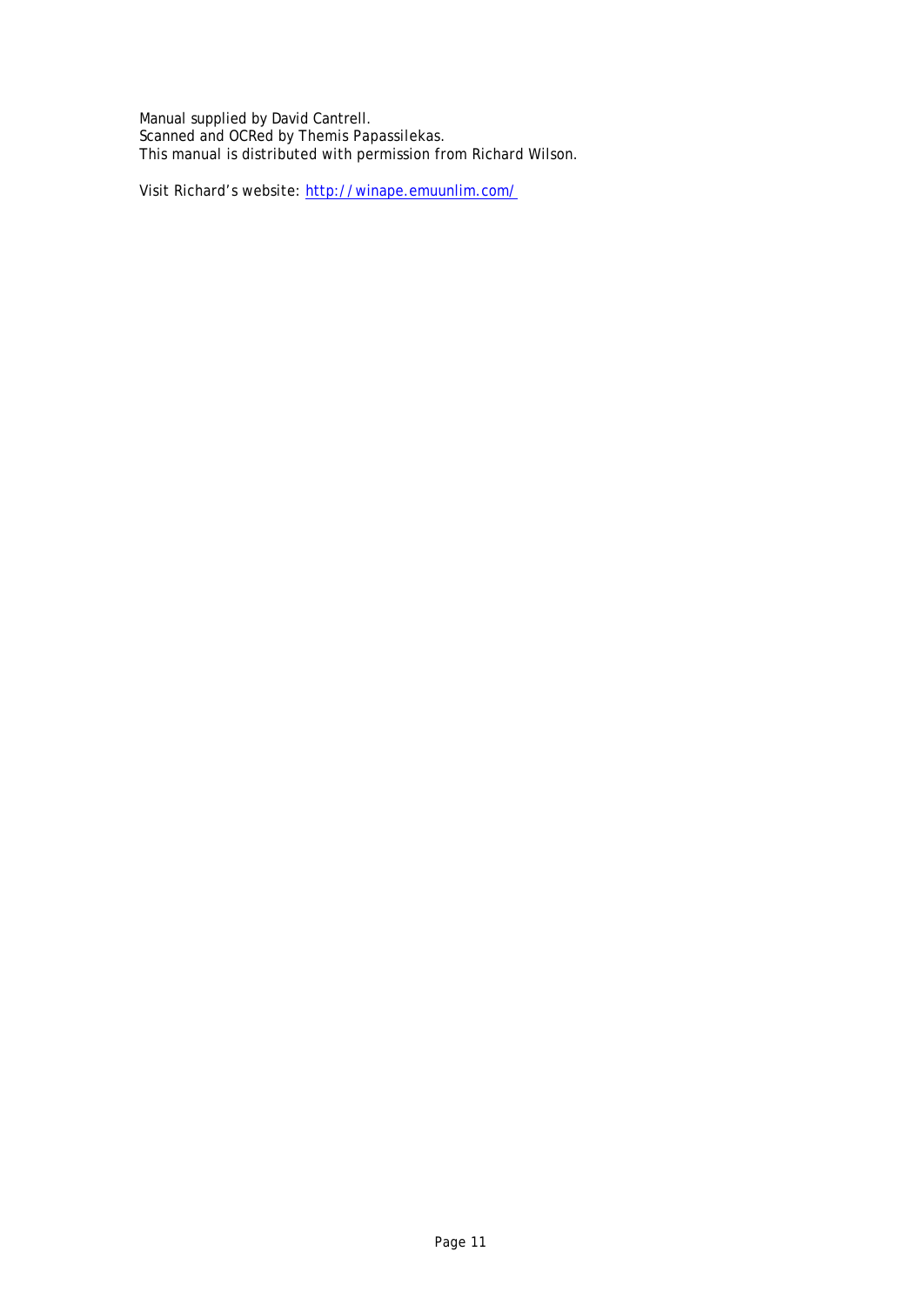Manual supplied by David Cantrell.
Scanned and OCRed by Themis Papassilekas.
This manual is distributed with permission from Richard Wilson.

Visit Richard's website: [http://winape.emuunlim.com/](http://winape.emuunlim.com/)